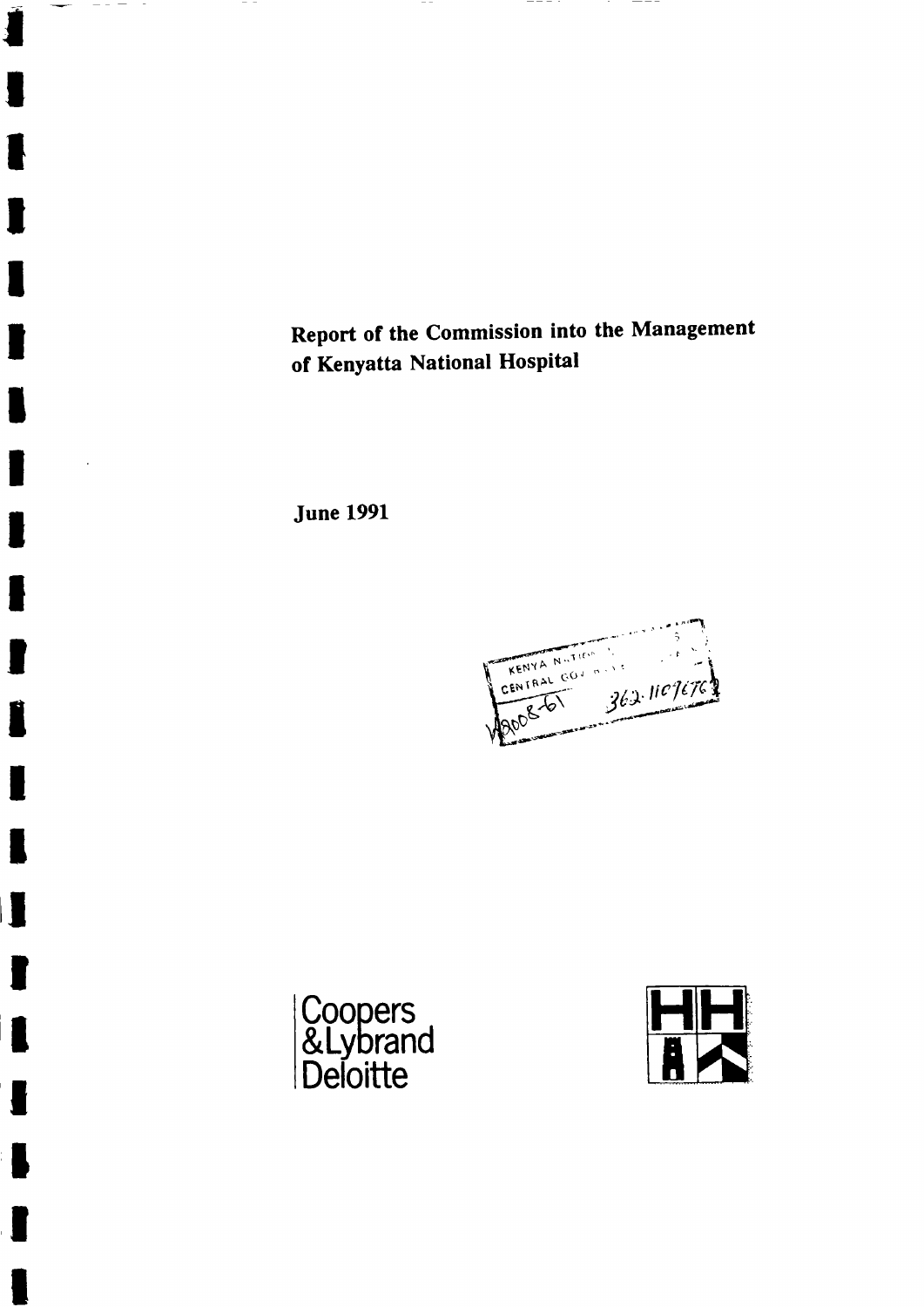# Report of the Commission into the Management of Kenyatta National Hospital

**June 1991**

KENYA NATIONAL ... CENTRAL GOV ... 362.1107676 ... 8008-61

Coopers & Lybrand Deloitte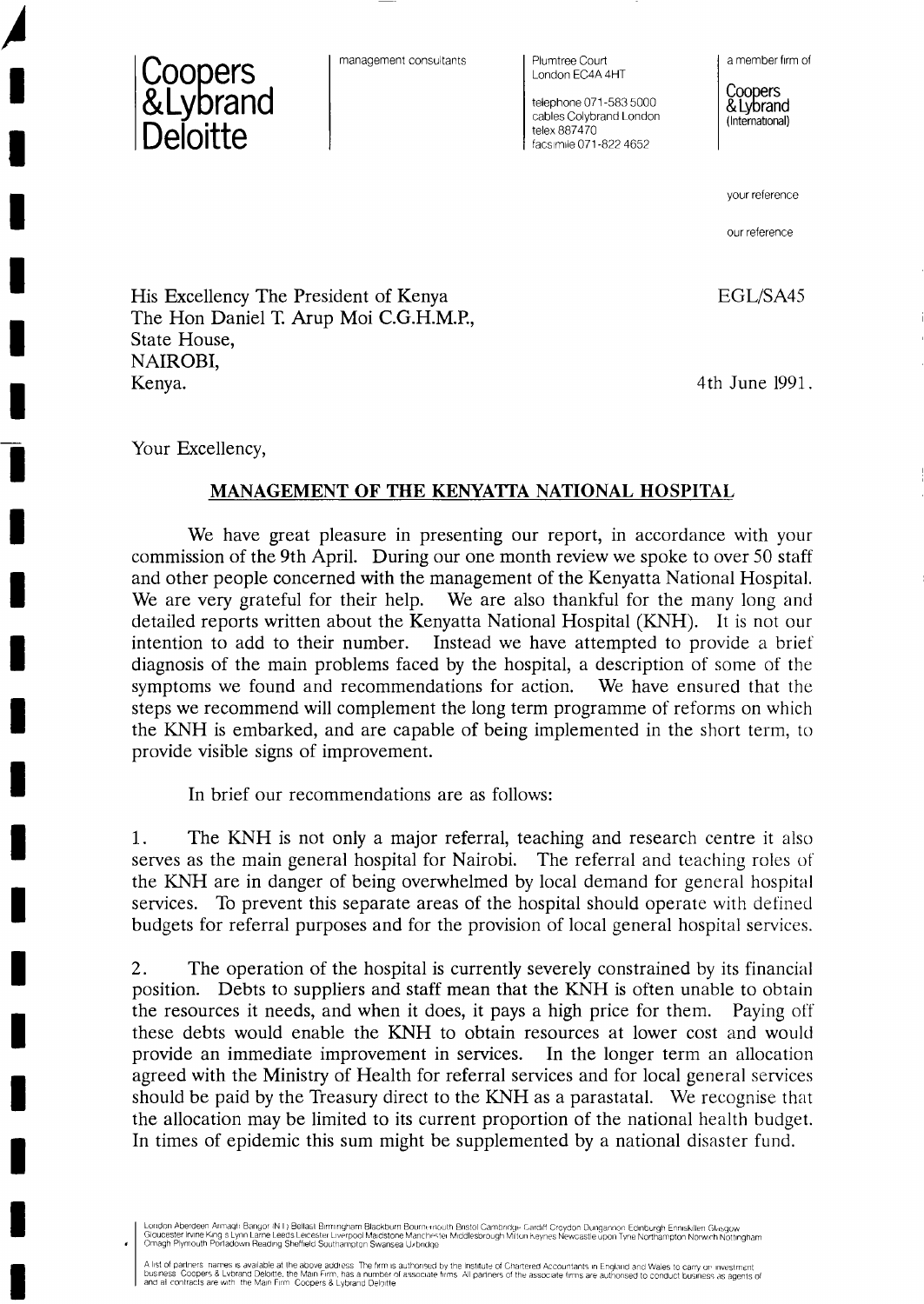Coopers & Lybrand Deloitte

management consultants

Plumtree Court
London EC4A 4HT

telephone 071-583 5000
cables Colybrand London
telex 887470
facsimile 071-822 4652

a member firm of

Coopers & Lybrand (International)

your reference

our reference

His Excellency The President of Kenya
The Hon Daniel T. Arup Moi C.G.H.M.P.,
State House,
NAIROBI,
Kenya.

EGL/SA45

4th June 1991.

Your Excellency,

## MANAGEMENT OF THE KENYATTA NATIONAL HOSPITAL

We have great pleasure in presenting our report, in accordance with your commission of the 9th April. During our one month review we spoke to over 50 staff and other people concerned with the management of the Kenyatta National Hospital. We are very grateful for their help. We are also thankful for the many long and detailed reports written about the Kenyatta National Hospital (KNH). It is not our intention to add to their number. Instead we have attempted to provide a brief diagnosis of the main problems faced by the hospital, a description of some of the symptoms we found and recommendations for action. We have ensured that the steps we recommend will complement the long term programme of reforms on which the KNH is embarked, and are capable of being implemented in the short term, to provide visible signs of improvement.

In brief our recommendations are as follows:

1. The KNH is not only a major referral, teaching and research centre it also serves as the main general hospital for Nairobi. The referral and teaching roles of the KNH are in danger of being overwhelmed by local demand for general hospital services. To prevent this separate areas of the hospital should operate with defined budgets for referral purposes and for the provision of local general hospital services.

2. The operation of the hospital is currently severely constrained by its financial position. Debts to suppliers and staff mean that the KNH is often unable to obtain the resources it needs, and when it does, it pays a high price for them. Paying off these debts would enable the KNH to obtain resources at lower cost and would provide an immediate improvement in services. In the longer term an allocation agreed with the Ministry of Health for referral services and for local general services should be paid by the Treasury direct to the KNH as a parastatal. We recognise that the allocation may be limited to its current proportion of the national health budget. In times of epidemic this sum might be supplemented by a national disaster fund.

London Aberdeen Armagh Bangor (N I) Belfast Birmingham Blackburn Bournemouth Bristol Cambridge Cardiff Croydon Dungannon Edinburgh Enniskillen Glasgow Gloucester Irvine King s Lynn Larne Leeds Leicester Liverpool Maidstone Manchester Middlesbrough Milton Keynes Newcastle upon Tyne Northampton Norwich Nottingham Omagh Plymouth Portadown Reading Sheffield Southampton Swansea Uxbridge

A list of partners names is available at the above address. The firm is authorised by the Institute of Chartered Accountants in England and Wales to carry on investment business. Coopers & Lybrand Deloitte, the Main Firm, has a number of associate firms. All partners of the associate firms are authorised to conduct business as agents of and all contracts are with the Main Firm Coopers & Lybrand Deloitte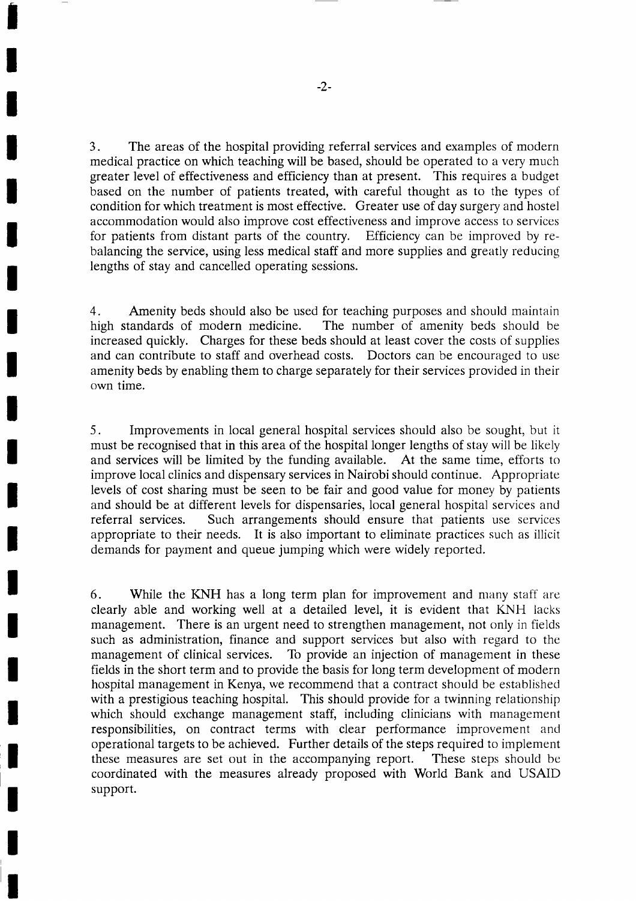3. The areas of the hospital providing referral services and examples of modern medical practice on which teaching will be based, should be operated to a very much greater level of effectiveness and efficiency than at present. This requires a budget based on the number of patients treated, with careful thought as to the types of condition for which treatment is most effective. Greater use of day surgery and hostel accommodation would also improve cost effectiveness and improve access to services for patients from distant parts of the country. Efficiency can be improved by re-balancing the service, using less medical staff and more supplies and greatly reducing lengths of stay and cancelled operating sessions.

4. Amenity beds should also be used for teaching purposes and should maintain high standards of modern medicine. The number of amenity beds should be increased quickly. Charges for these beds should at least cover the costs of supplies and can contribute to staff and overhead costs. Doctors can be encouraged to use amenity beds by enabling them to charge separately for their services provided in their own time.

5. Improvements in local general hospital services should also be sought, but it must be recognised that in this area of the hospital longer lengths of stay will be likely and services will be limited by the funding available. At the same time, efforts to improve local clinics and dispensary services in Nairobi should continue. Appropriate levels of cost sharing must be seen to be fair and good value for money by patients and should be at different levels for dispensaries, local general hospital services and referral services. Such arrangements should ensure that patients use services appropriate to their needs. It is also important to eliminate practices such as illicit demands for payment and queue jumping which were widely reported.

6. While the KNH has a long term plan for improvement and many staff are clearly able and working well at a detailed level, it is evident that KNH lacks management. There is an urgent need to strengthen management, not only in fields such as administration, finance and support services but also with regard to the management of clinical services. To provide an injection of management in these fields in the short term and to provide the basis for long term development of modern hospital management in Kenya, we recommend that a contract should be established with a prestigious teaching hospital. This should provide for a twinning relationship which should exchange management staff, including clinicians with management responsibilities, on contract terms with clear performance improvement and operational targets to be achieved. Further details of the steps required to implement these measures are set out in the accompanying report. These steps should be coordinated with the measures already proposed with World Bank and USAID support.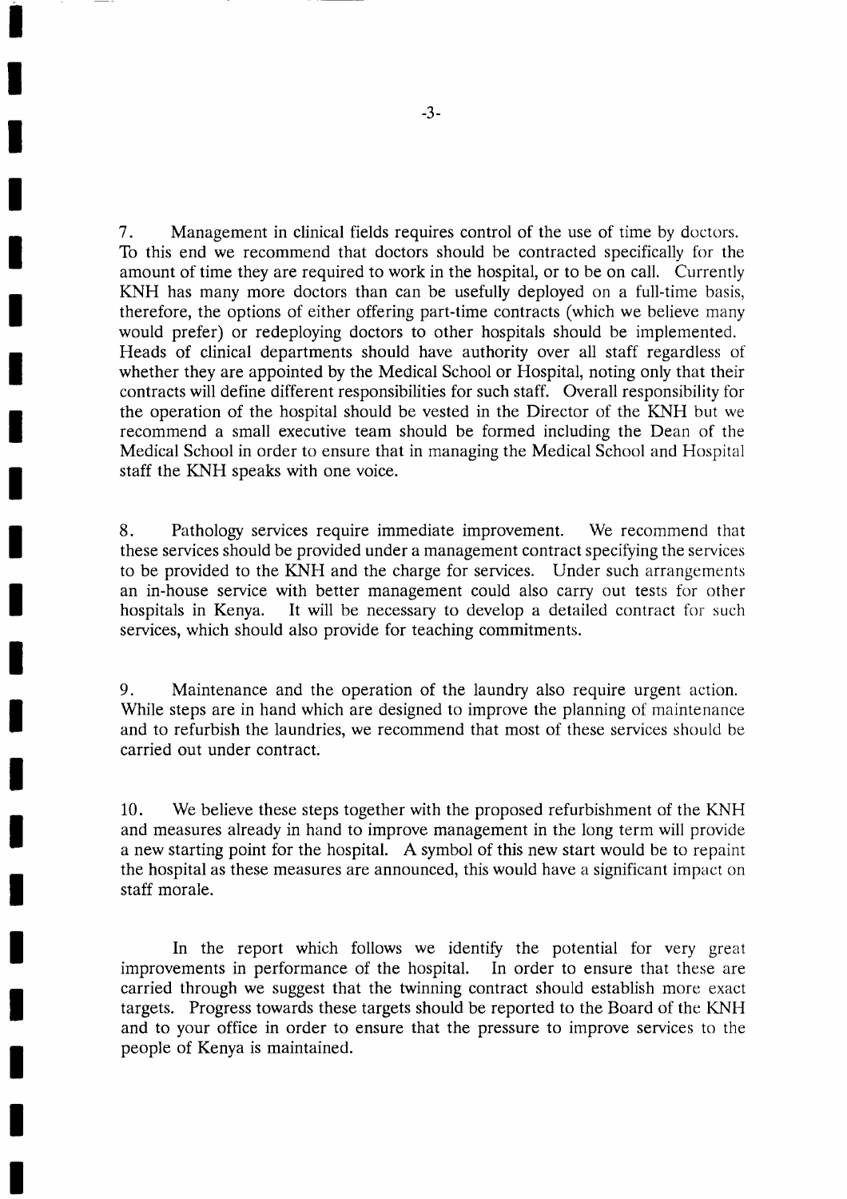7. Management in clinical fields requires control of the use of time by doctors. To this end we recommend that doctors should be contracted specifically for the amount of time they are required to work in the hospital, or to be on call. Currently KNH has many more doctors than can be usefully deployed on a full-time basis, therefore, the options of either offering part-time contracts (which we believe many would prefer) or redeploying doctors to other hospitals should be implemented. Heads of clinical departments should have authority over all staff regardless of whether they are appointed by the Medical School or Hospital, noting only that their contracts will define different responsibilities for such staff. Overall responsibility for the operation of the hospital should be vested in the Director of the KNH but we recommend a small executive team should be formed including the Dean of the Medical School in order to ensure that in managing the Medical School and Hospital staff the KNH speaks with one voice.

8. Pathology services require immediate improvement. We recommend that these services should be provided under a management contract specifying the services to be provided to the KNH and the charge for services. Under such arrangements an in-house service with better management could also carry out tests for other hospitals in Kenya. It will be necessary to develop a detailed contract for such services, which should also provide for teaching commitments.

9. Maintenance and the operation of the laundry also require urgent action. While steps are in hand which are designed to improve the planning of maintenance and to refurbish the laundries, we recommend that most of these services should be carried out under contract.

10. We believe these steps together with the proposed refurbishment of the KNH and measures already in hand to improve management in the long term will provide a new starting point for the hospital. A symbol of this new start would be to repaint the hospital as these measures are announced, this would have a significant impact on staff morale.

In the report which follows we identify the potential for very great improvements in performance of the hospital. In order to ensure that these are carried through we suggest that the twinning contract should establish more exact targets. Progress towards these targets should be reported to the Board of the KNH and to your office in order to ensure that the pressure to improve services to the people of Kenya is maintained.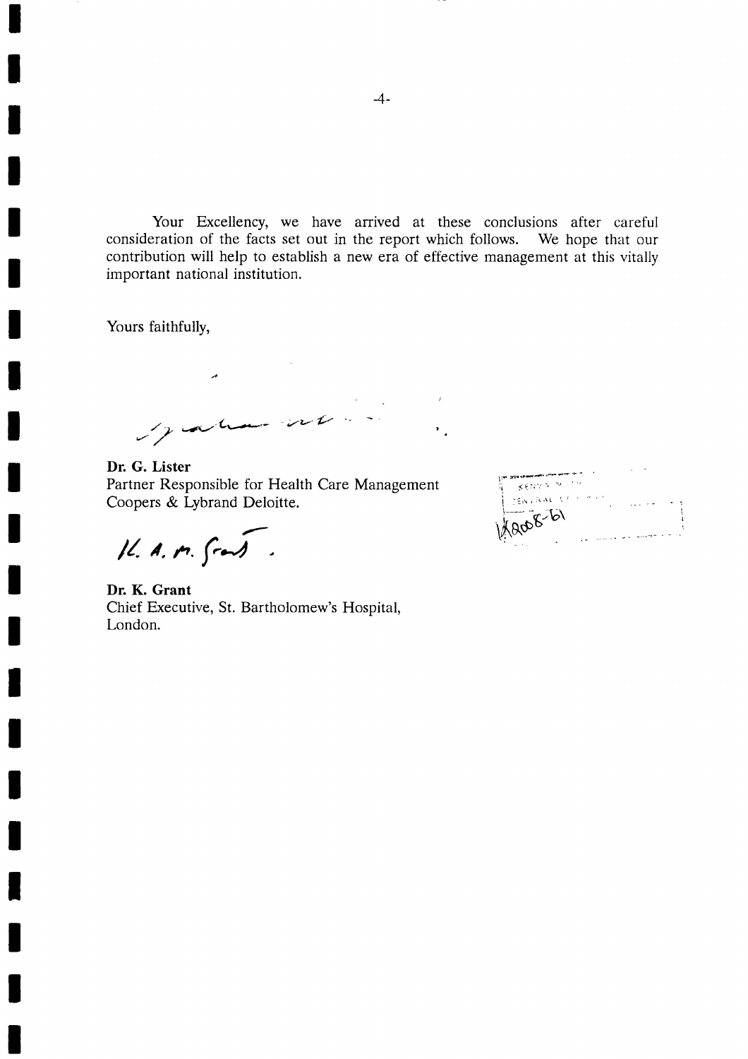Your Excellency, we have arrived at these conclusions after careful consideration of the facts set out in the report which follows. We hope that our contribution will help to establish a new era of effective management at this vitally important national institution.

Yours faithfully,

**Dr. G. Lister**
Partner Responsible for Health Care Management
Coopers & Lybrand Deloitte.

**Dr. K. Grant**
Chief Executive, St. Bartholomew's Hospital,
London.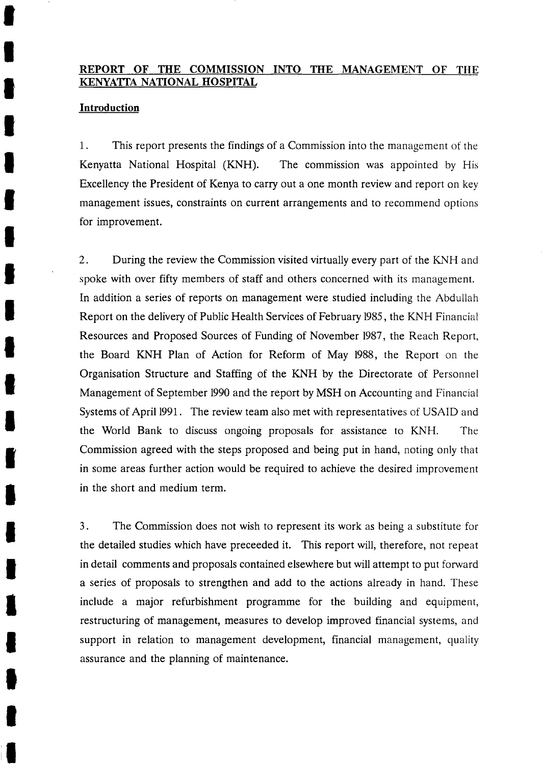## REPORT OF THE COMMISSION INTO THE MANAGEMENT OF THE KENYATTA NATIONAL HOSPITAL

### Introduction

1. This report presents the findings of a Commission into the management of the Kenyatta National Hospital (KNH). The commission was appointed by His Excellency the President of Kenya to carry out a one month review and report on key management issues, constraints on current arrangements and to recommend options for improvement.

2. During the review the Commission visited virtually every part of the KNH and spoke with over fifty members of staff and others concerned with its management. In addition a series of reports on management were studied including the Abdullah Report on the delivery of Public Health Services of February 1985, the KNH Financial Resources and Proposed Sources of Funding of November 1987, the Reach Report, the Board KNH Plan of Action for Reform of May 1988, the Report on the Organisation Structure and Staffing of the KNH by the Directorate of Personnel Management of September 1990 and the report by MSH on Accounting and Financial Systems of April 1991. The review team also met with representatives of USAID and the World Bank to discuss ongoing proposals for assistance to KNH. The Commission agreed with the steps proposed and being put in hand, noting only that in some areas further action would be required to achieve the desired improvement in the short and medium term.

3. The Commission does not wish to represent its work as being a substitute for the detailed studies which have preceeded it. This report will, therefore, not repeat in detail comments and proposals contained elsewhere but will attempt to put forward a series of proposals to strengthen and add to the actions already in hand. These include a major refurbishment programme for the building and equipment, restructuring of management, measures to develop improved financial systems, and support in relation to management development, financial management, quality assurance and the planning of maintenance.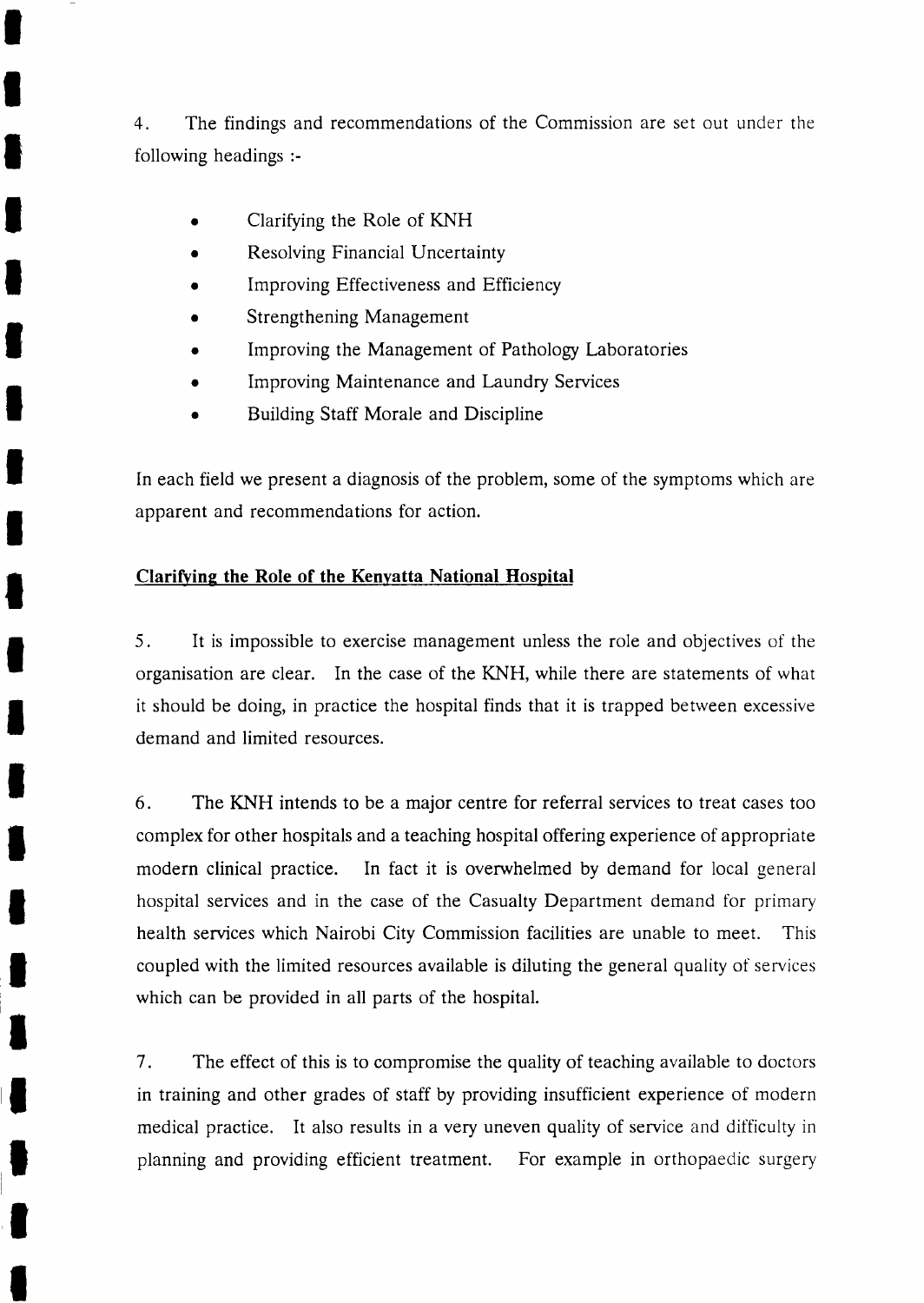4. The findings and recommendations of the Commission are set out under the following headings :-

- Clarifying the Role of KNH
- Resolving Financial Uncertainty
- Improving Effectiveness and Efficiency
- Strengthening Management
- Improving the Management of Pathology Laboratories
- Improving Maintenance and Laundry Services
- Building Staff Morale and Discipline

In each field we present a diagnosis of the problem, some of the symptoms which are apparent and recommendations for action.

## Clarifying the Role of the Kenyatta National Hospital

5. It is impossible to exercise management unless the role and objectives of the organisation are clear. In the case of the KNH, while there are statements of what it should be doing, in practice the hospital finds that it is trapped between excessive demand and limited resources.

6. The KNH intends to be a major centre for referral services to treat cases too complex for other hospitals and a teaching hospital offering experience of appropriate modern clinical practice. In fact it is overwhelmed by demand for local general hospital services and in the case of the Casualty Department demand for primary health services which Nairobi City Commission facilities are unable to meet. This coupled with the limited resources available is diluting the general quality of services which can be provided in all parts of the hospital.

7. The effect of this is to compromise the quality of teaching available to doctors in training and other grades of staff by providing insufficient experience of modern medical practice. It also results in a very uneven quality of service and difficulty in planning and providing efficient treatment. For example in orthopaedic surgery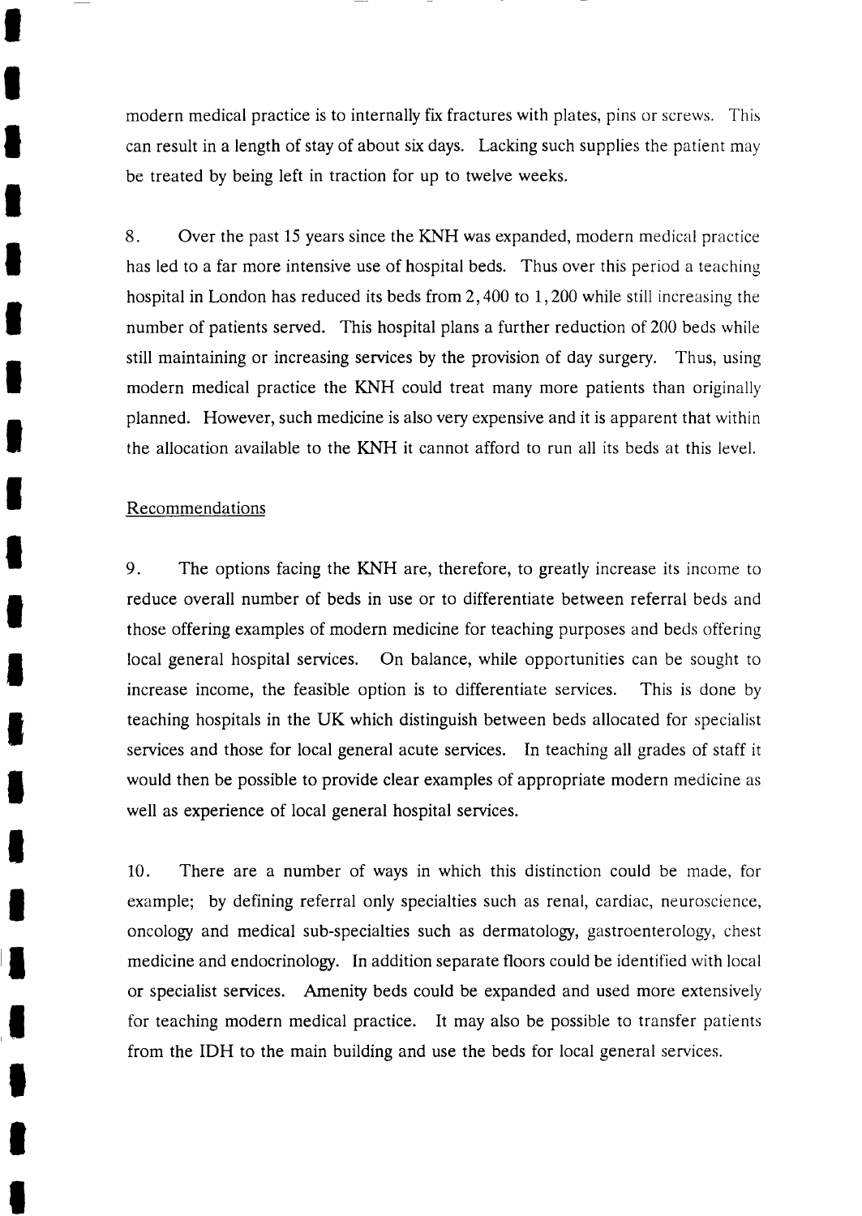modern medical practice is to internally fix fractures with plates, pins or screws. This can result in a length of stay of about six days. Lacking such supplies the patient may be treated by being left in traction for up to twelve weeks.

8. Over the past 15 years since the KNH was expanded, modern medical practice has led to a far more intensive use of hospital beds. Thus over this period a teaching hospital in London has reduced its beds from 2,400 to 1,200 while still increasing the number of patients served. This hospital plans a further reduction of 200 beds while still maintaining or increasing services by the provision of day surgery. Thus, using modern medical practice the KNH could treat many more patients than originally planned. However, such medicine is also very expensive and it is apparent that within the allocation available to the KNH it cannot afford to run all its beds at this level.

Recommendations

9. The options facing the KNH are, therefore, to greatly increase its income to reduce overall number of beds in use or to differentiate between referral beds and those offering examples of modern medicine for teaching purposes and beds offering local general hospital services. On balance, while opportunities can be sought to increase income, the feasible option is to differentiate services. This is done by teaching hospitals in the UK which distinguish between beds allocated for specialist services and those for local general acute services. In teaching all grades of staff it would then be possible to provide clear examples of appropriate modern medicine as well as experience of local general hospital services.

10. There are a number of ways in which this distinction could be made, for example; by defining referral only specialties such as renal, cardiac, neuroscience, oncology and medical sub-specialties such as dermatology, gastroenterology, chest medicine and endocrinology. In addition separate floors could be identified with local or specialist services. Amenity beds could be expanded and used more extensively for teaching modern medical practice. It may also be possible to transfer patients from the IDH to the main building and use the beds for local general services.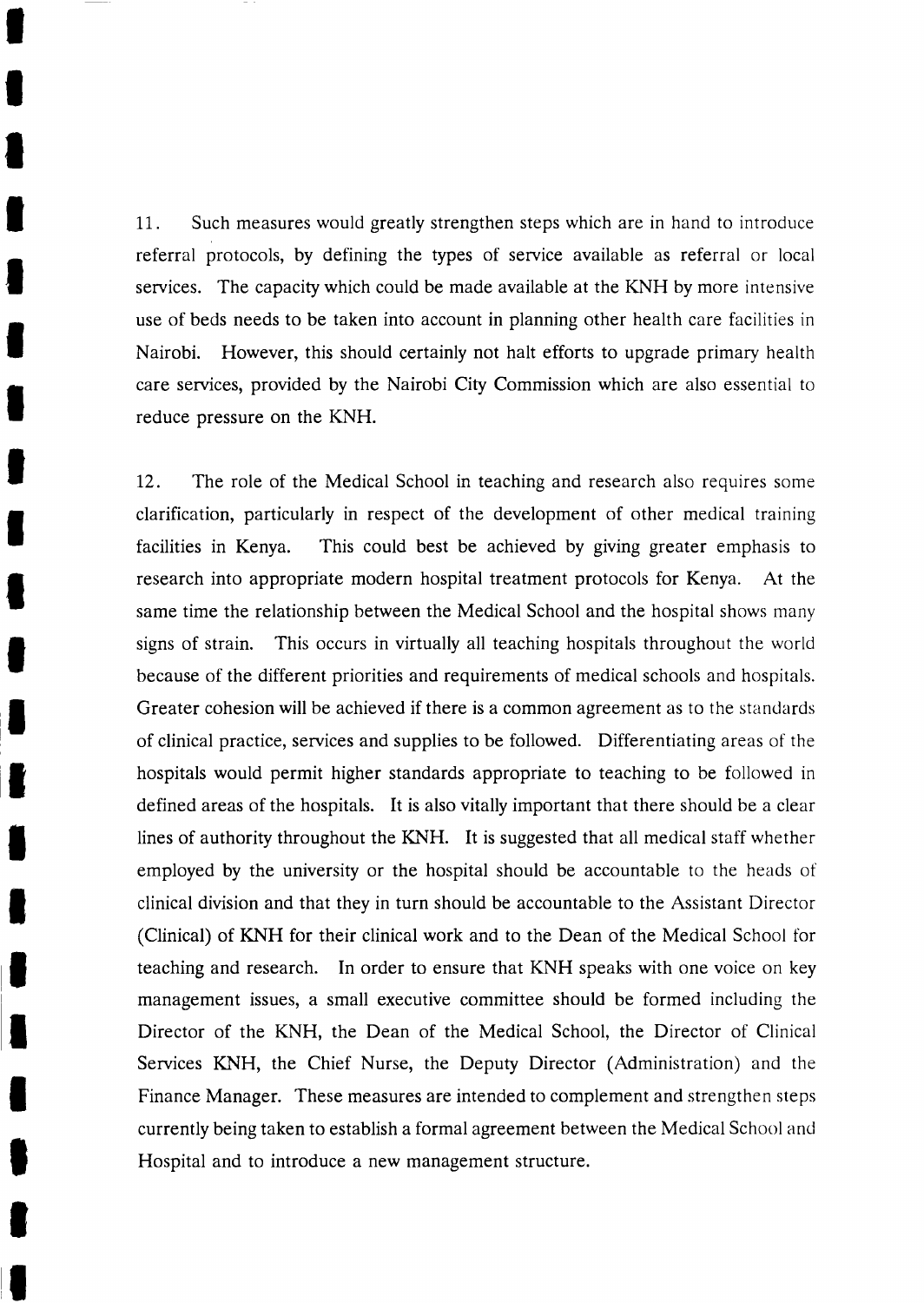11. Such measures would greatly strengthen steps which are in hand to introduce referral protocols, by defining the types of service available as referral or local services. The capacity which could be made available at the KNH by more intensive use of beds needs to be taken into account in planning other health care facilities in Nairobi. However, this should certainly not halt efforts to upgrade primary health care services, provided by the Nairobi City Commission which are also essential to reduce pressure on the KNH.

12. The role of the Medical School in teaching and research also requires some clarification, particularly in respect of the development of other medical training facilities in Kenya. This could best be achieved by giving greater emphasis to research into appropriate modern hospital treatment protocols for Kenya. At the same time the relationship between the Medical School and the hospital shows many signs of strain. This occurs in virtually all teaching hospitals throughout the world because of the different priorities and requirements of medical schools and hospitals. Greater cohesion will be achieved if there is a common agreement as to the standards of clinical practice, services and supplies to be followed. Differentiating areas of the hospitals would permit higher standards appropriate to teaching to be followed in defined areas of the hospitals. It is also vitally important that there should be a clear lines of authority throughout the KNH. It is suggested that all medical staff whether employed by the university or the hospital should be accountable to the heads of clinical division and that they in turn should be accountable to the Assistant Director (Clinical) of KNH for their clinical work and to the Dean of the Medical School for teaching and research. In order to ensure that KNH speaks with one voice on key management issues, a small executive committee should be formed including the Director of the KNH, the Dean of the Medical School, the Director of Clinical Services KNH, the Chief Nurse, the Deputy Director (Administration) and the Finance Manager. These measures are intended to complement and strengthen steps currently being taken to establish a formal agreement between the Medical School and Hospital and to introduce a new management structure.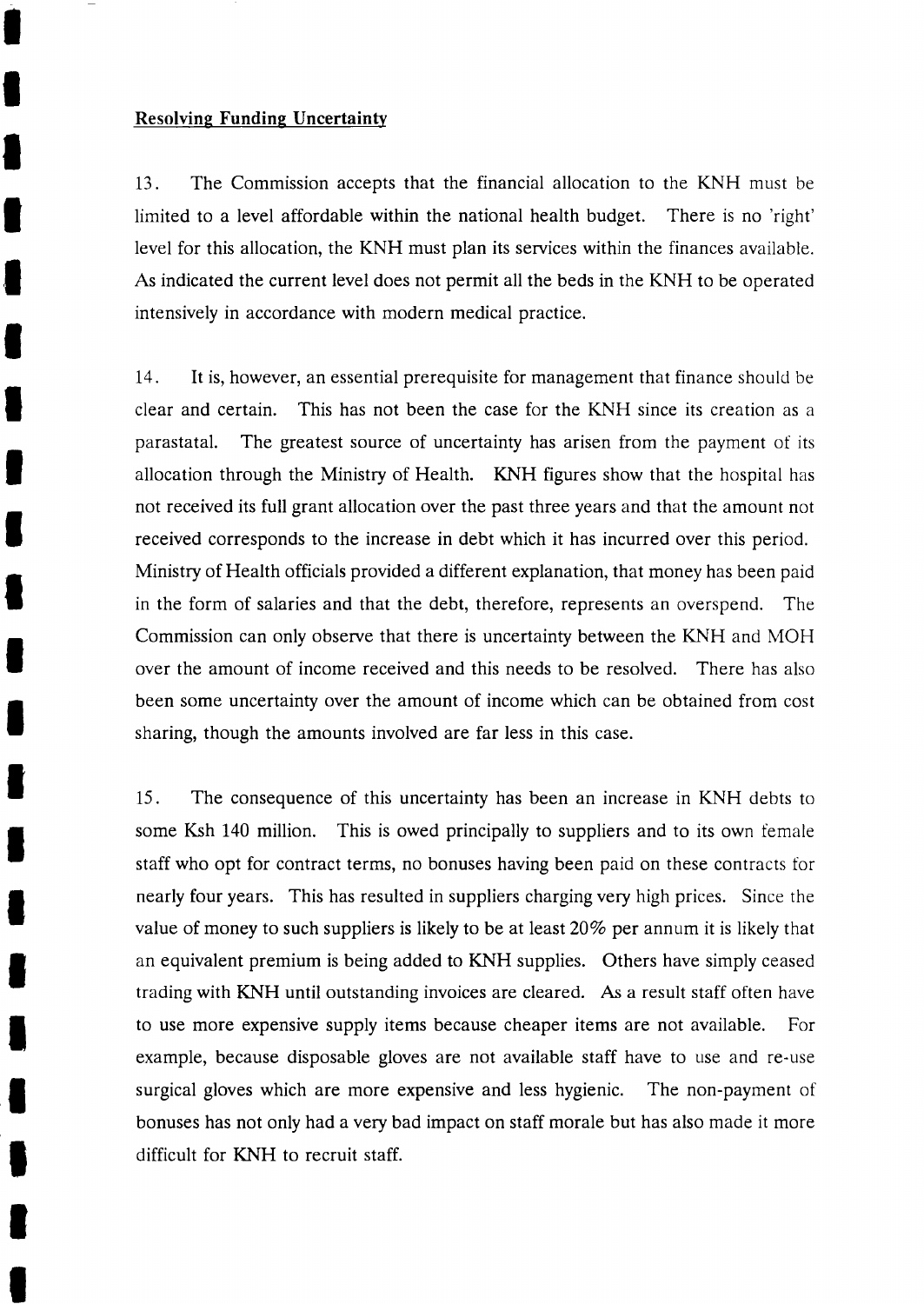## Resolving Funding Uncertainty

13. The Commission accepts that the financial allocation to the KNH must be limited to a level affordable within the national health budget. There is no 'right' level for this allocation, the KNH must plan its services within the finances available. As indicated the current level does not permit all the beds in the KNH to be operated intensively in accordance with modern medical practice.

14. It is, however, an essential prerequisite for management that finance should be clear and certain. This has not been the case for the KNH since its creation as a parastatal. The greatest source of uncertainty has arisen from the payment of its allocation through the Ministry of Health. KNH figures show that the hospital has not received its full grant allocation over the past three years and that the amount not received corresponds to the increase in debt which it has incurred over this period. Ministry of Health officials provided a different explanation, that money has been paid in the form of salaries and that the debt, therefore, represents an overspend. The Commission can only observe that there is uncertainty between the KNH and MOH over the amount of income received and this needs to be resolved. There has also been some uncertainty over the amount of income which can be obtained from cost sharing, though the amounts involved are far less in this case.

15. The consequence of this uncertainty has been an increase in KNH debts to some Ksh 140 million. This is owed principally to suppliers and to its own female staff who opt for contract terms, no bonuses having been paid on these contracts for nearly four years. This has resulted in suppliers charging very high prices. Since the value of money to such suppliers is likely to be at least 20% per annum it is likely that an equivalent premium is being added to KNH supplies. Others have simply ceased trading with KNH until outstanding invoices are cleared. As a result staff often have to use more expensive supply items because cheaper items are not available. For example, because disposable gloves are not available staff have to use and re-use surgical gloves which are more expensive and less hygienic. The non-payment of bonuses has not only had a very bad impact on staff morale but has also made it more difficult for KNH to recruit staff.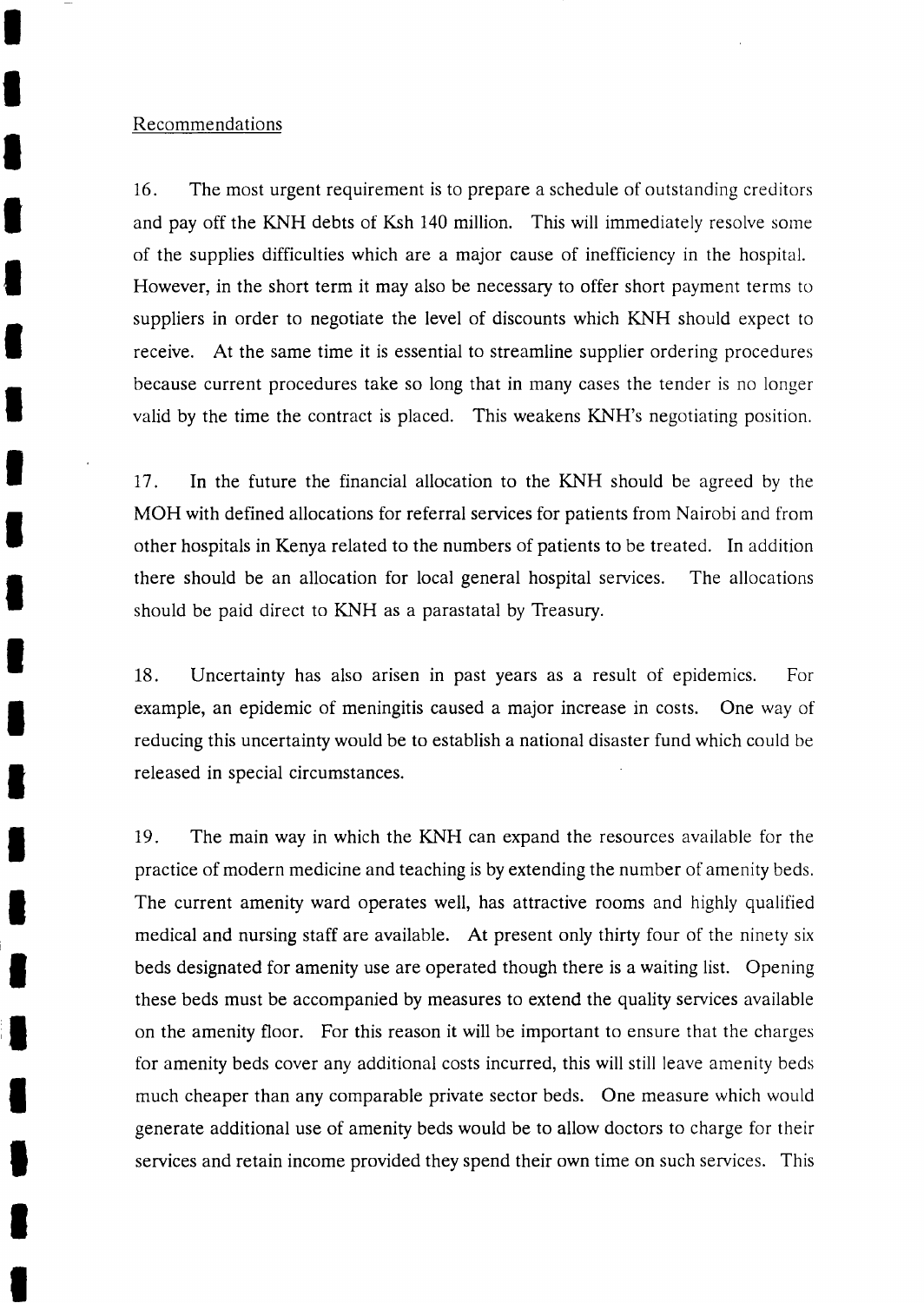Recommendations

16. The most urgent requirement is to prepare a schedule of outstanding creditors and pay off the KNH debts of Ksh 140 million. This will immediately resolve some of the supplies difficulties which are a major cause of inefficiency in the hospital. However, in the short term it may also be necessary to offer short payment terms to suppliers in order to negotiate the level of discounts which KNH should expect to receive. At the same time it is essential to streamline supplier ordering procedures because current procedures take so long that in many cases the tender is no longer valid by the time the contract is placed. This weakens KNH's negotiating position.

17. In the future the financial allocation to the KNH should be agreed by the MOH with defined allocations for referral services for patients from Nairobi and from other hospitals in Kenya related to the numbers of patients to be treated. In addition there should be an allocation for local general hospital services. The allocations should be paid direct to KNH as a parastatal by Treasury.

18. Uncertainty has also arisen in past years as a result of epidemics. For example, an epidemic of meningitis caused a major increase in costs. One way of reducing this uncertainty would be to establish a national disaster fund which could be released in special circumstances.

19. The main way in which the KNH can expand the resources available for the practice of modern medicine and teaching is by extending the number of amenity beds. The current amenity ward operates well, has attractive rooms and highly qualified medical and nursing staff are available. At present only thirty four of the ninety six beds designated for amenity use are operated though there is a waiting list. Opening these beds must be accompanied by measures to extend the quality services available on the amenity floor. For this reason it will be important to ensure that the charges for amenity beds cover any additional costs incurred, this will still leave amenity beds much cheaper than any comparable private sector beds. One measure which would generate additional use of amenity beds would be to allow doctors to charge for their services and retain income provided they spend their own time on such services. This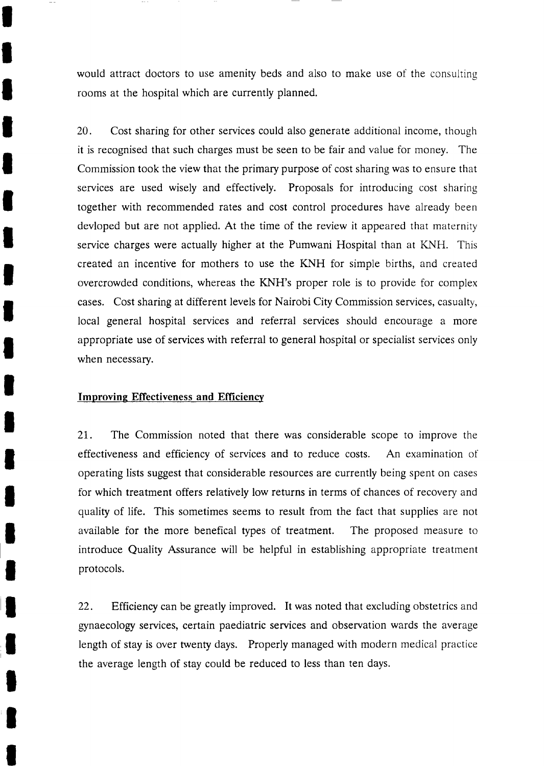would attract doctors to use amenity beds and also to make use of the consulting rooms at the hospital which are currently planned.

20. Cost sharing for other services could also generate additional income, though it is recognised that such charges must be seen to be fair and value for money. The Commission took the view that the primary purpose of cost sharing was to ensure that services are used wisely and effectively. Proposals for introducing cost sharing together with recommended rates and cost control procedures have already been devloped but are not applied. At the time of the review it appeared that maternity service charges were actually higher at the Pumwani Hospital than at KNH. This created an incentive for mothers to use the KNH for simple births, and created overcrowded conditions, whereas the KNH's proper role is to provide for complex cases. Cost sharing at different levels for Nairobi City Commission services, casualty, local general hospital services and referral services should encourage a more appropriate use of services with referral to general hospital or specialist services only when necessary.

## Improving Effectiveness and Efficiency

21. The Commission noted that there was considerable scope to improve the effectiveness and efficiency of services and to reduce costs. An examination of operating lists suggest that considerable resources are currently being spent on cases for which treatment offers relatively low returns in terms of chances of recovery and quality of life. This sometimes seems to result from the fact that supplies are not available for the more benefical types of treatment. The proposed measure to introduce Quality Assurance will be helpful in establishing appropriate treatment protocols.

22. Efficiency can be greatly improved. It was noted that excluding obstetrics and gynaecology services, certain paediatric services and observation wards the average length of stay is over twenty days. Properly managed with modern medical practice the average length of stay could be reduced to less than ten days.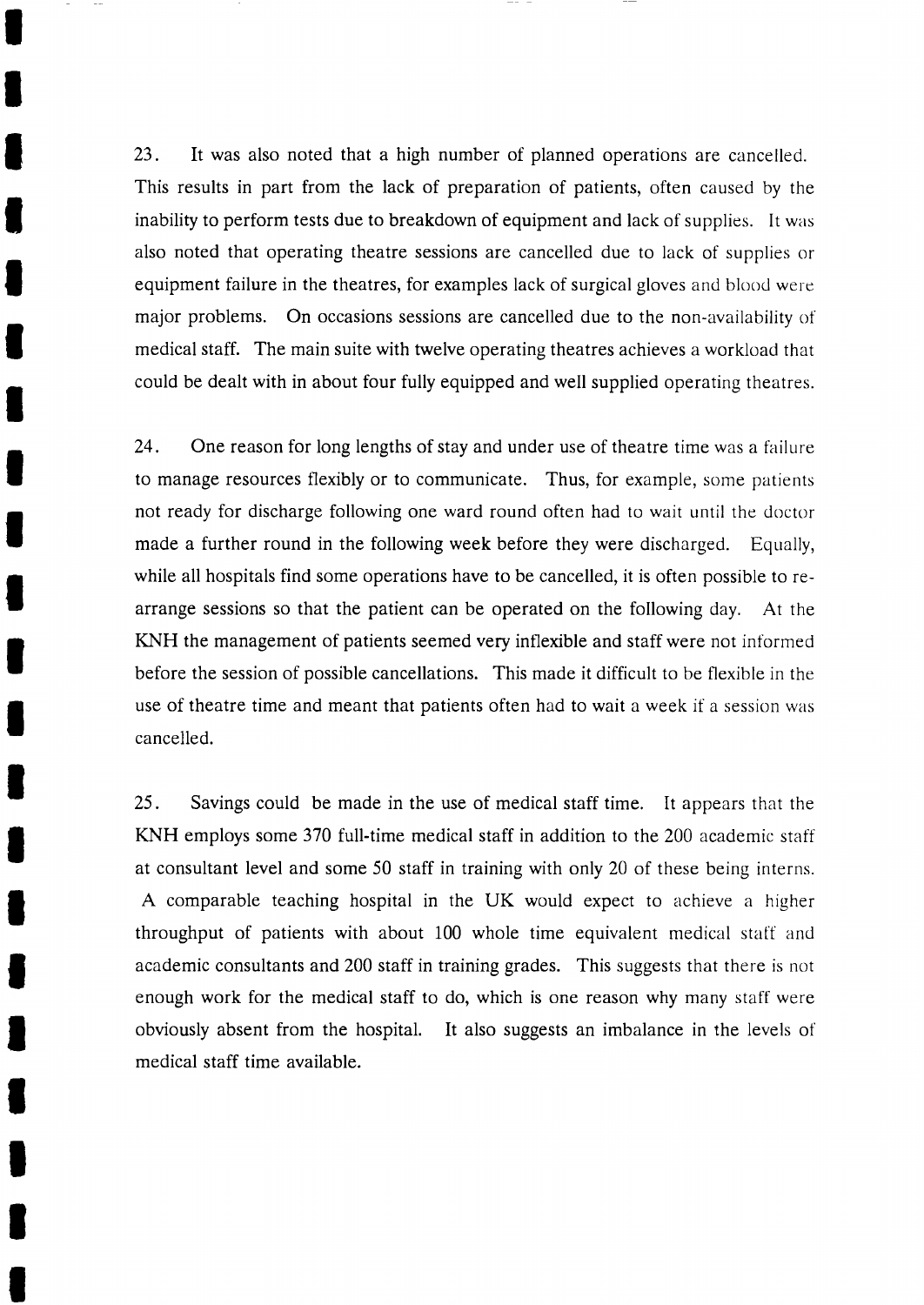23. It was also noted that a high number of planned operations are cancelled. This results in part from the lack of preparation of patients, often caused by the inability to perform tests due to breakdown of equipment and lack of supplies. It was also noted that operating theatre sessions are cancelled due to lack of supplies or equipment failure in the theatres, for examples lack of surgical gloves and blood were major problems. On occasions sessions are cancelled due to the non-availability of medical staff. The main suite with twelve operating theatres achieves a workload that could be dealt with in about four fully equipped and well supplied operating theatres.

24. One reason for long lengths of stay and under use of theatre time was a failure to manage resources flexibly or to communicate. Thus, for example, some patients not ready for discharge following one ward round often had to wait until the doctor made a further round in the following week before they were discharged. Equally, while all hospitals find some operations have to be cancelled, it is often possible to re-arrange sessions so that the patient can be operated on the following day. At the KNH the management of patients seemed very inflexible and staff were not informed before the session of possible cancellations. This made it difficult to be flexible in the use of theatre time and meant that patients often had to wait a week if a session was cancelled.

25. Savings could be made in the use of medical staff time. It appears that the KNH employs some 370 full-time medical staff in addition to the 200 academic staff at consultant level and some 50 staff in training with only 20 of these being interns. A comparable teaching hospital in the UK would expect to achieve a higher throughput of patients with about 100 whole time equivalent medical staff and academic consultants and 200 staff in training grades. This suggests that there is not enough work for the medical staff to do, which is one reason why many staff were obviously absent from the hospital. It also suggests an imbalance in the levels of medical staff time available.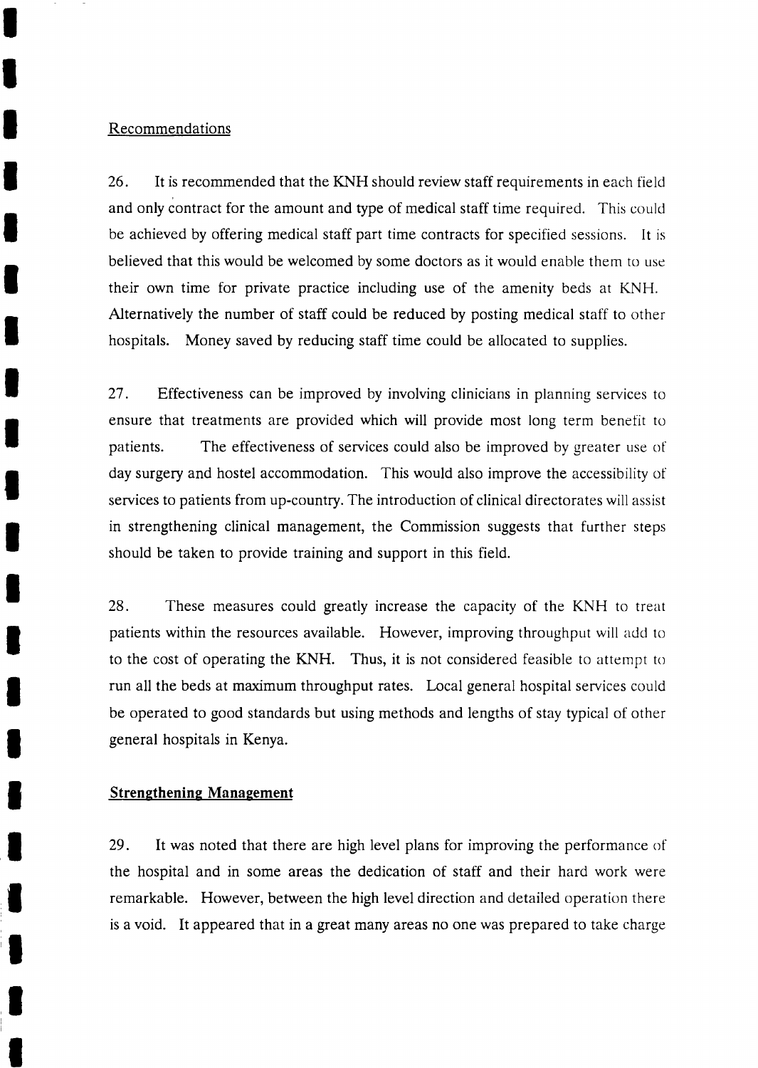Recommendations

26. It is recommended that the KNH should review staff requirements in each field and only contract for the amount and type of medical staff time required. This could be achieved by offering medical staff part time contracts for specified sessions. It is believed that this would be welcomed by some doctors as it would enable them to use their own time for private practice including use of the amenity beds at KNH. Alternatively the number of staff could be reduced by posting medical staff to other hospitals. Money saved by reducing staff time could be allocated to supplies.

27. Effectiveness can be improved by involving clinicians in planning services to ensure that treatments are provided which will provide most long term benefit to patients. The effectiveness of services could also be improved by greater use of day surgery and hostel accommodation. This would also improve the accessibility of services to patients from up-country. The introduction of clinical directorates will assist in strengthening clinical management, the Commission suggests that further steps should be taken to provide training and support in this field.

28. These measures could greatly increase the capacity of the KNH to treat patients within the resources available. However, improving throughput will add to to the cost of operating the KNH. Thus, it is not considered feasible to attempt to run all the beds at maximum throughput rates. Local general hospital services could be operated to good standards but using methods and lengths of stay typical of other general hospitals in Kenya.

## Strengthening Management

29. It was noted that there are high level plans for improving the performance of the hospital and in some areas the dedication of staff and their hard work were remarkable. However, between the high level direction and detailed operation there is a void. It appeared that in a great many areas no one was prepared to take charge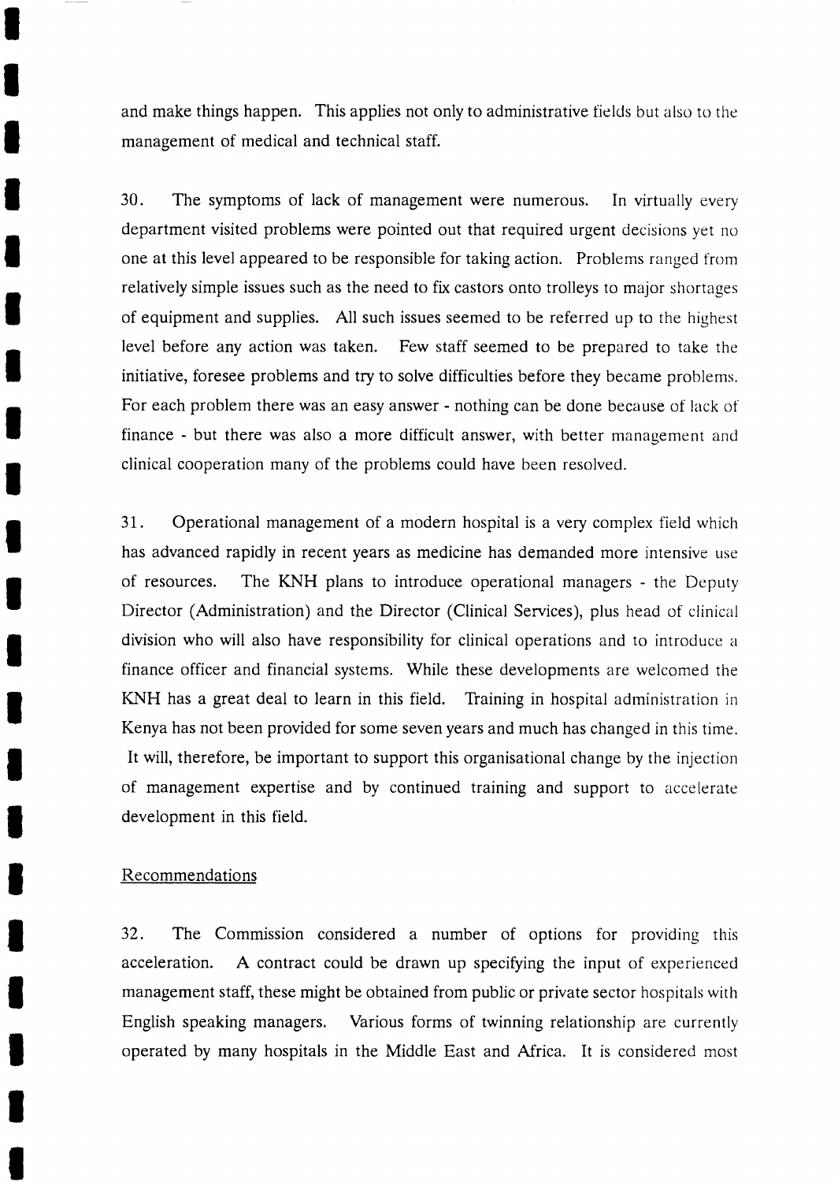and make things happen. This applies not only to administrative fields but also to the management of medical and technical staff.

30. The symptoms of lack of management were numerous. In virtually every department visited problems were pointed out that required urgent decisions yet no one at this level appeared to be responsible for taking action. Problems ranged from relatively simple issues such as the need to fix castors onto trolleys to major shortages of equipment and supplies. All such issues seemed to be referred up to the highest level before any action was taken. Few staff seemed to be prepared to take the initiative, foresee problems and try to solve difficulties before they became problems. For each problem there was an easy answer - nothing can be done because of lack of finance - but there was also a more difficult answer, with better management and clinical cooperation many of the problems could have been resolved.

31. Operational management of a modern hospital is a very complex field which has advanced rapidly in recent years as medicine has demanded more intensive use of resources. The KNH plans to introduce operational managers - the Deputy Director (Administration) and the Director (Clinical Services), plus head of clinical division who will also have responsibility for clinical operations and to introduce a finance officer and financial systems. While these developments are welcomed the KNH has a great deal to learn in this field. Training in hospital administration in Kenya has not been provided for some seven years and much has changed in this time. It will, therefore, be important to support this organisational change by the injection of management expertise and by continued training and support to accelerate development in this field.

## Recommendations

32. The Commission considered a number of options for providing this acceleration. A contract could be drawn up specifying the input of experienced management staff, these might be obtained from public or private sector hospitals with English speaking managers. Various forms of twinning relationship are currently operated by many hospitals in the Middle East and Africa. It is considered most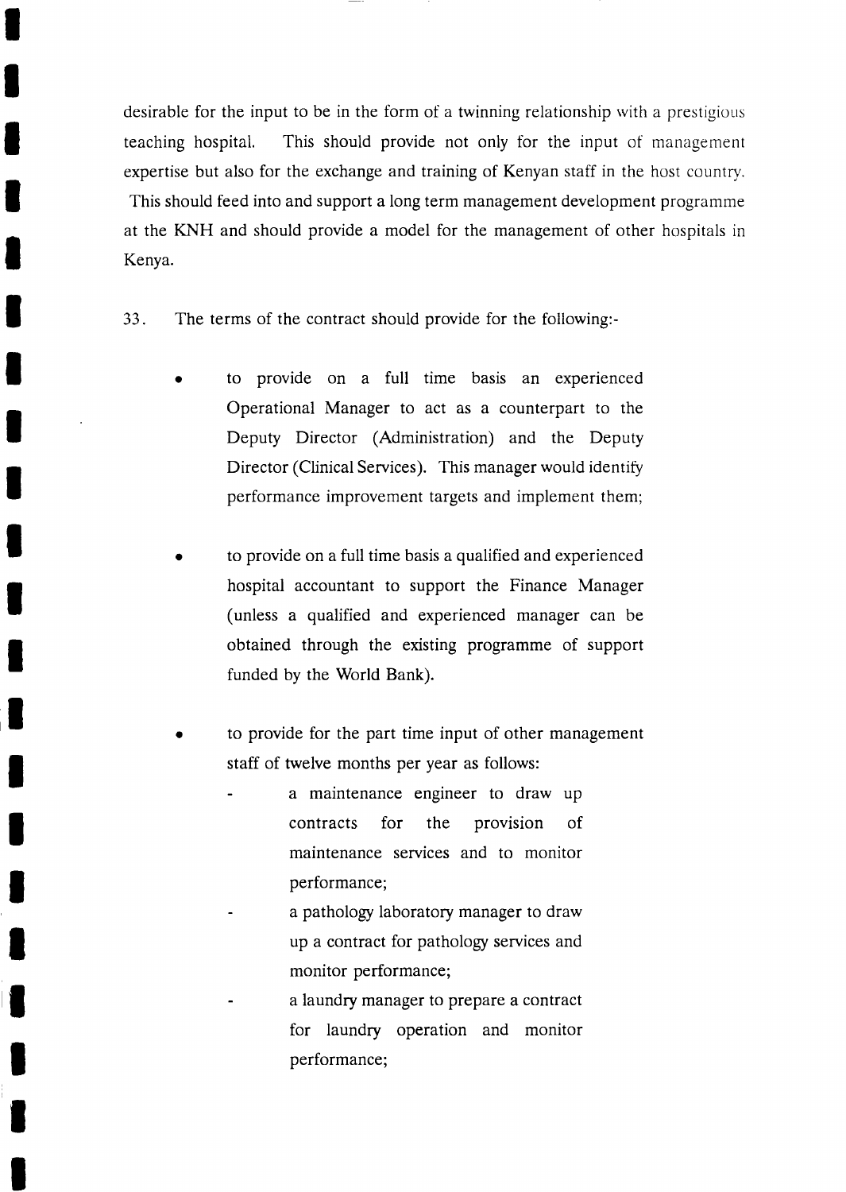desirable for the input to be in the form of a twinning relationship with a prestigious teaching hospital. This should provide not only for the input of management expertise but also for the exchange and training of Kenyan staff in the host country. This should feed into and support a long term management development programme at the KNH and should provide a model for the management of other hospitals in Kenya.

33. The terms of the contract should provide for the following:-

- to provide on a full time basis an experienced Operational Manager to act as a counterpart to the Deputy Director (Administration) and the Deputy Director (Clinical Services). This manager would identify performance improvement targets and implement them;

- to provide on a full time basis a qualified and experienced hospital accountant to support the Finance Manager (unless a qualified and experienced manager can be obtained through the existing programme of support funded by the World Bank).

- to provide for the part time input of other management staff of twelve months per year as follows:
    - a maintenance engineer to draw up contracts for the provision of maintenance services and to monitor performance;
    - a pathology laboratory manager to draw up a contract for pathology services and monitor performance;
    - a laundry manager to prepare a contract for laundry operation and monitor performance;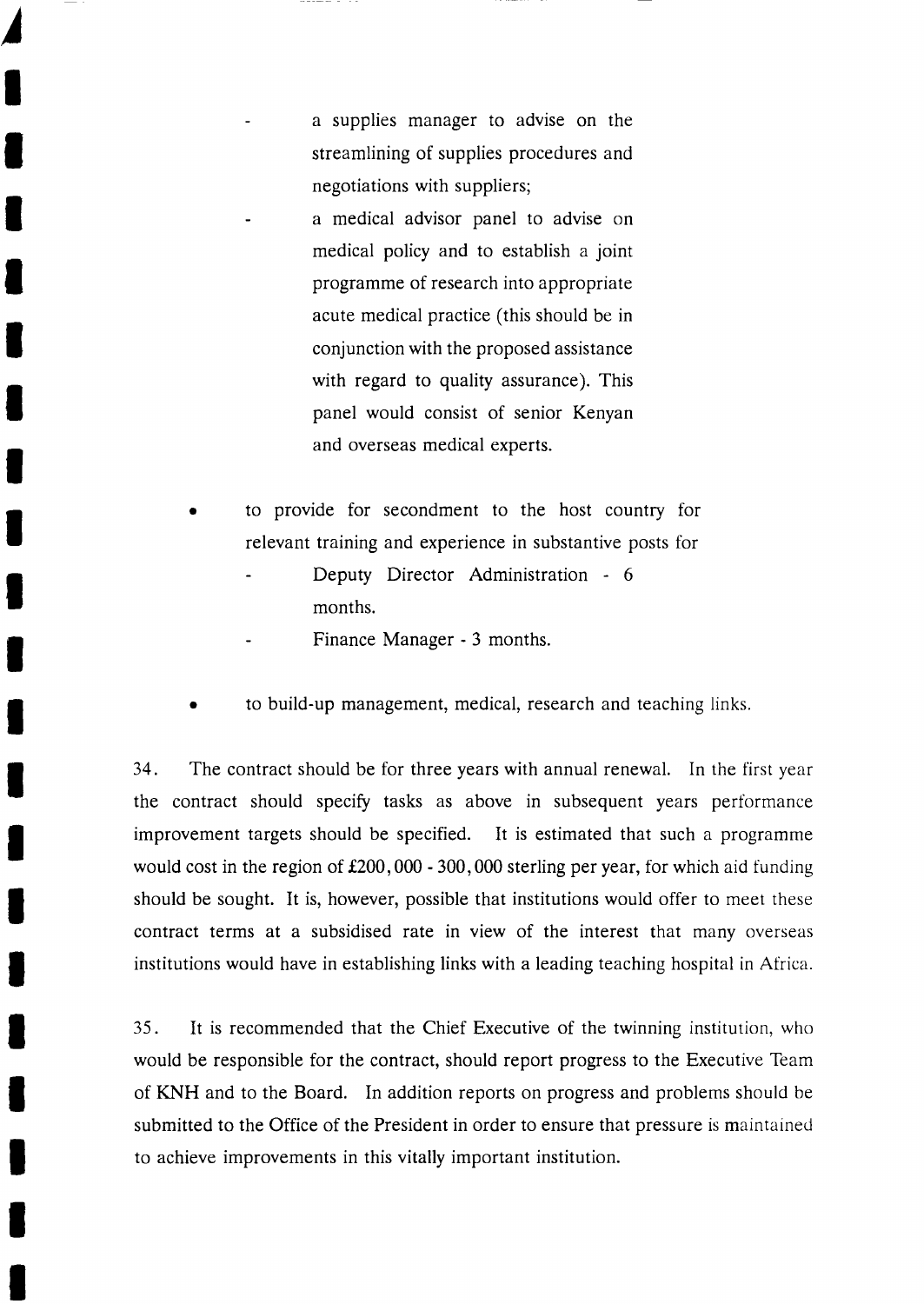- a supplies manager to advise on the streamlining of supplies procedures and negotiations with suppliers;
- a medical advisor panel to advise on medical policy and to establish a joint programme of research into appropriate acute medical practice (this should be in conjunction with the proposed assistance with regard to quality assurance). This panel would consist of senior Kenyan and overseas medical experts.

- to provide for secondment to the host country for relevant training and experience in substantive posts for
  - Deputy Director Administration - 6 months.
  - Finance Manager - 3 months.

- to build-up management, medical, research and teaching links.

34. The contract should be for three years with annual renewal. In the first year the contract should specify tasks as above in subsequent years performance improvement targets should be specified. It is estimated that such a programme would cost in the region of £200,000 - 300,000 sterling per year, for which aid funding should be sought. It is, however, possible that institutions would offer to meet these contract terms at a subsidised rate in view of the interest that many overseas institutions would have in establishing links with a leading teaching hospital in Africa.

35. It is recommended that the Chief Executive of the twinning institution, who would be responsible for the contract, should report progress to the Executive Team of KNH and to the Board. In addition reports on progress and problems should be submitted to the Office of the President in order to ensure that pressure is maintained to achieve improvements in this vitally important institution.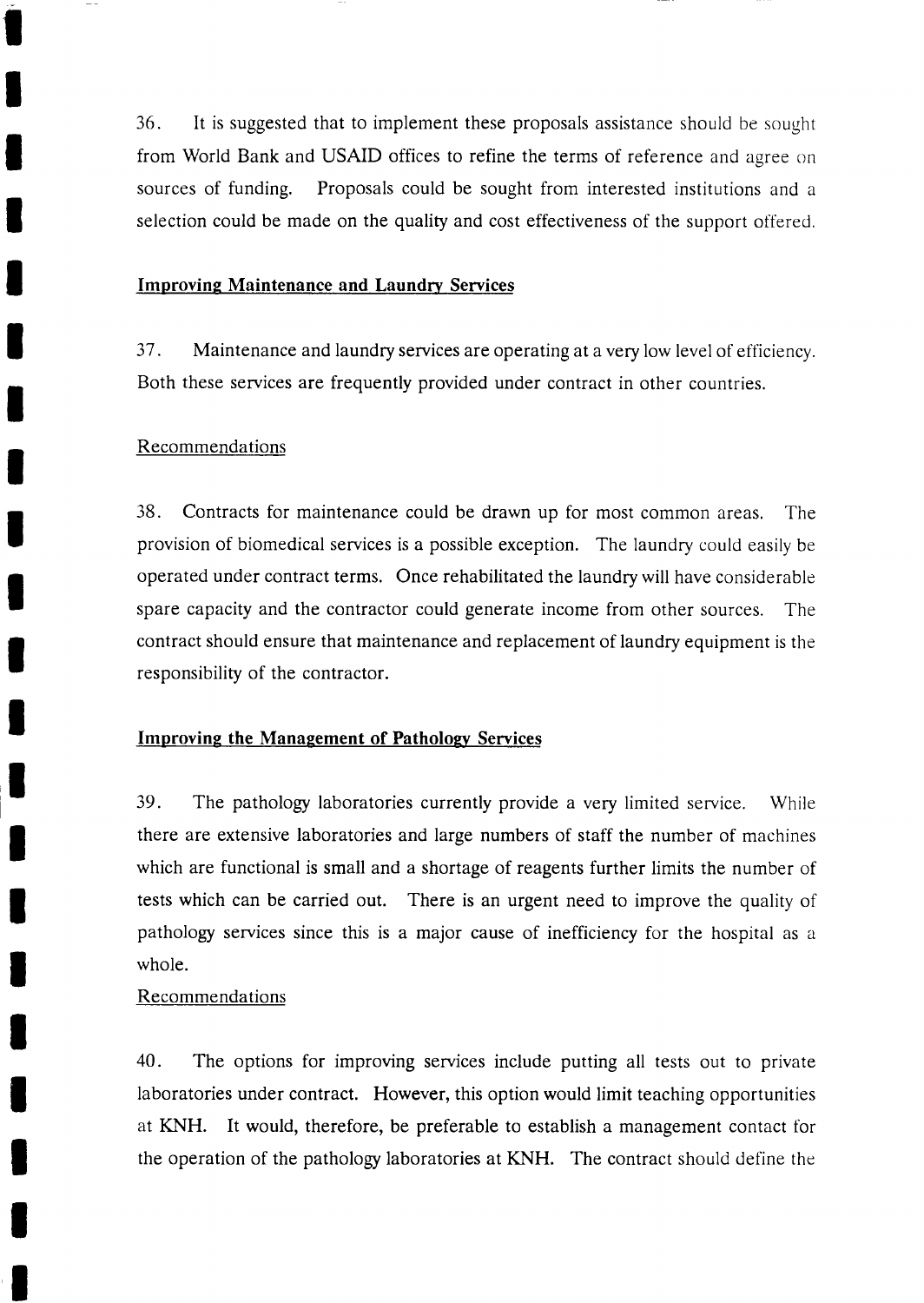36. It is suggested that to implement these proposals assistance should be sought from World Bank and USAID offices to refine the terms of reference and agree on sources of funding. Proposals could be sought from interested institutions and a selection could be made on the quality and cost effectiveness of the support offered.

**Improving Maintenance and Laundry Services**

37. Maintenance and laundry services are operating at a very low level of efficiency. Both these services are frequently provided under contract in other countries.

Recommendations

38. Contracts for maintenance could be drawn up for most common areas. The provision of biomedical services is a possible exception. The laundry could easily be operated under contract terms. Once rehabilitated the laundry will have considerable spare capacity and the contractor could generate income from other sources. The contract should ensure that maintenance and replacement of laundry equipment is the responsibility of the contractor.

**Improving the Management of Pathology Services**

39. The pathology laboratories currently provide a very limited service. While there are extensive laboratories and large numbers of staff the number of machines which are functional is small and a shortage of reagents further limits the number of tests which can be carried out. There is an urgent need to improve the quality of pathology services since this is a major cause of inefficiency for the hospital as a whole.

Recommendations

40. The options for improving services include putting all tests out to private laboratories under contract. However, this option would limit teaching opportunities at KNH. It would, therefore, be preferable to establish a management contact for the operation of the pathology laboratories at KNH. The contract should define the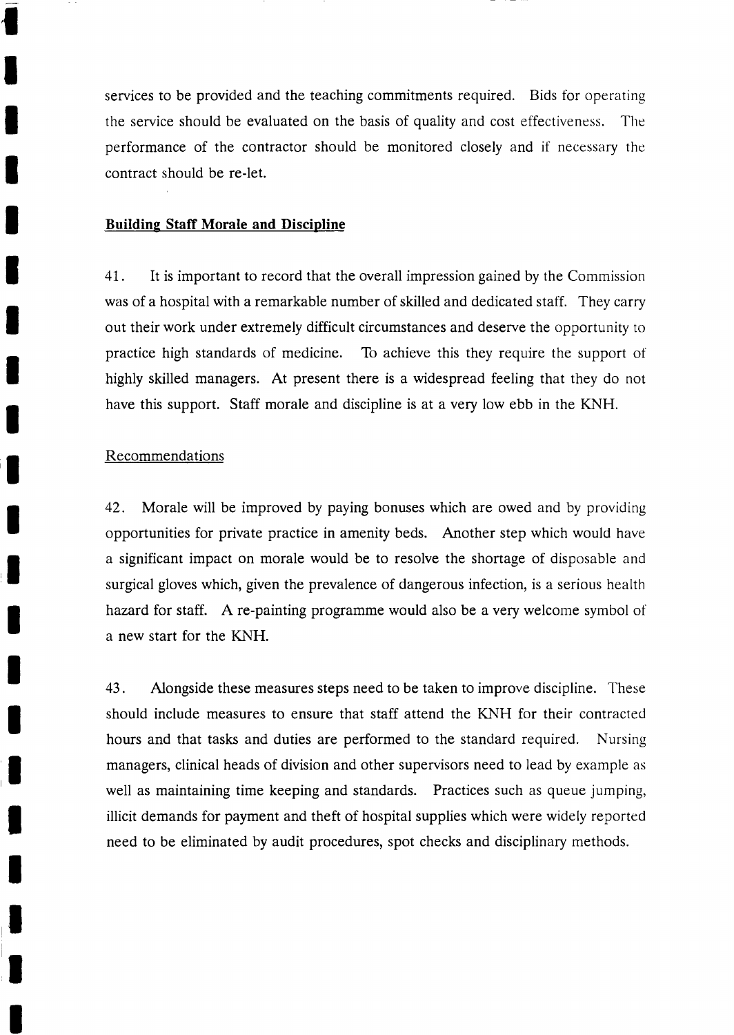services to be provided and the teaching commitments required. Bids for operating the service should be evaluated on the basis of quality and cost effectiveness. The performance of the contractor should be monitored closely and if necessary the contract should be re-let.

**Building Staff Morale and Discipline**

41. It is important to record that the overall impression gained by the Commission was of a hospital with a remarkable number of skilled and dedicated staff. They carry out their work under extremely difficult circumstances and deserve the opportunity to practice high standards of medicine. To achieve this they require the support of highly skilled managers. At present there is a widespread feeling that they do not have this support. Staff morale and discipline is at a very low ebb in the KNH.

Recommendations

42. Morale will be improved by paying bonuses which are owed and by providing opportunities for private practice in amenity beds. Another step which would have a significant impact on morale would be to resolve the shortage of disposable and surgical gloves which, given the prevalence of dangerous infection, is a serious health hazard for staff. A re-painting programme would also be a very welcome symbol of a new start for the KNH.

43. Alongside these measures steps need to be taken to improve discipline. These should include measures to ensure that staff attend the KNH for their contracted hours and that tasks and duties are performed to the standard required. Nursing managers, clinical heads of division and other supervisors need to lead by example as well as maintaining time keeping and standards. Practices such as queue jumping, illicit demands for payment and theft of hospital supplies which were widely reported need to be eliminated by audit procedures, spot checks and disciplinary methods.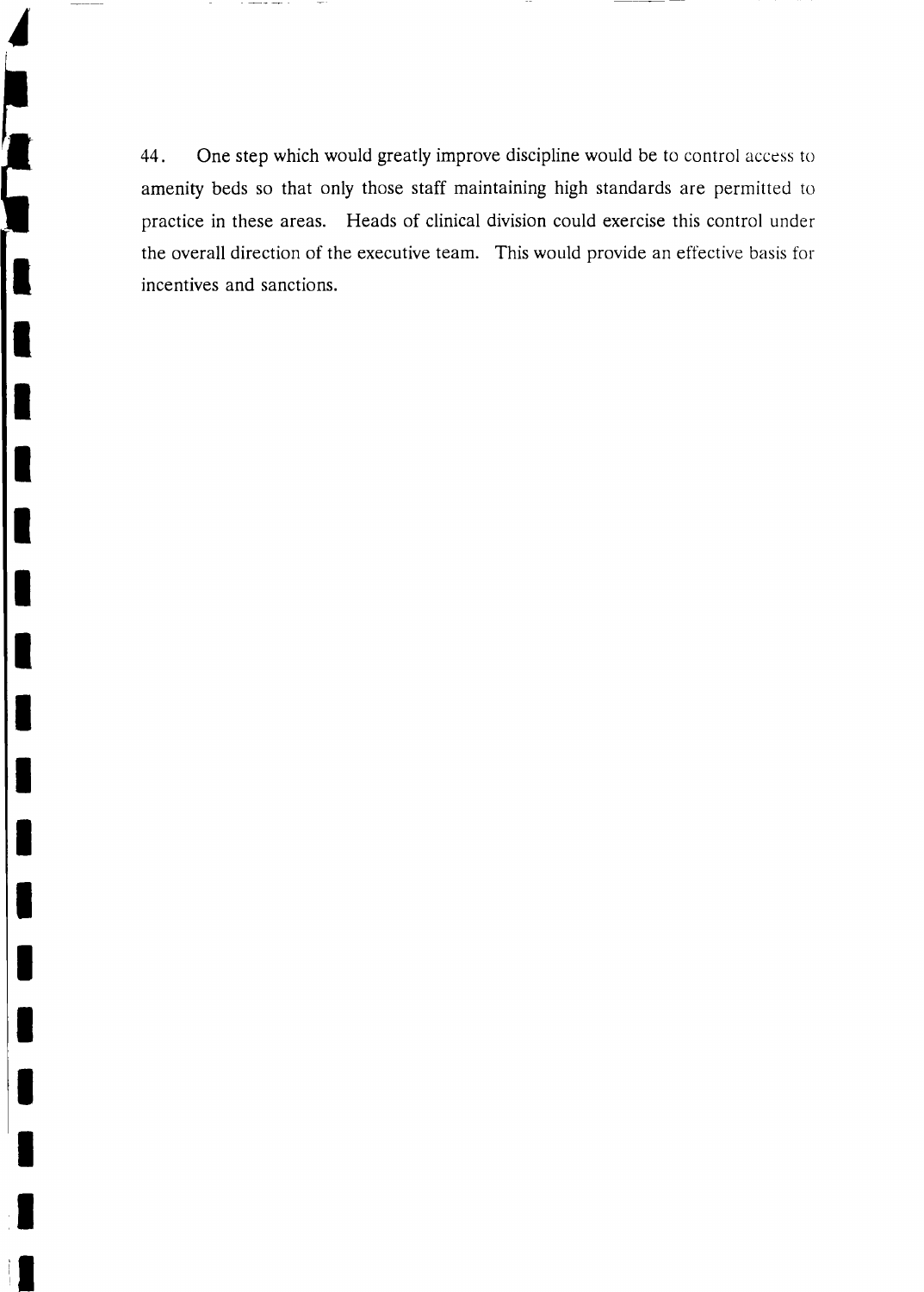44. One step which would greatly improve discipline would be to control access to amenity beds so that only those staff maintaining high standards are permitted to practice in these areas. Heads of clinical division could exercise this control under the overall direction of the executive team. This would provide an effective basis for incentives and sanctions.